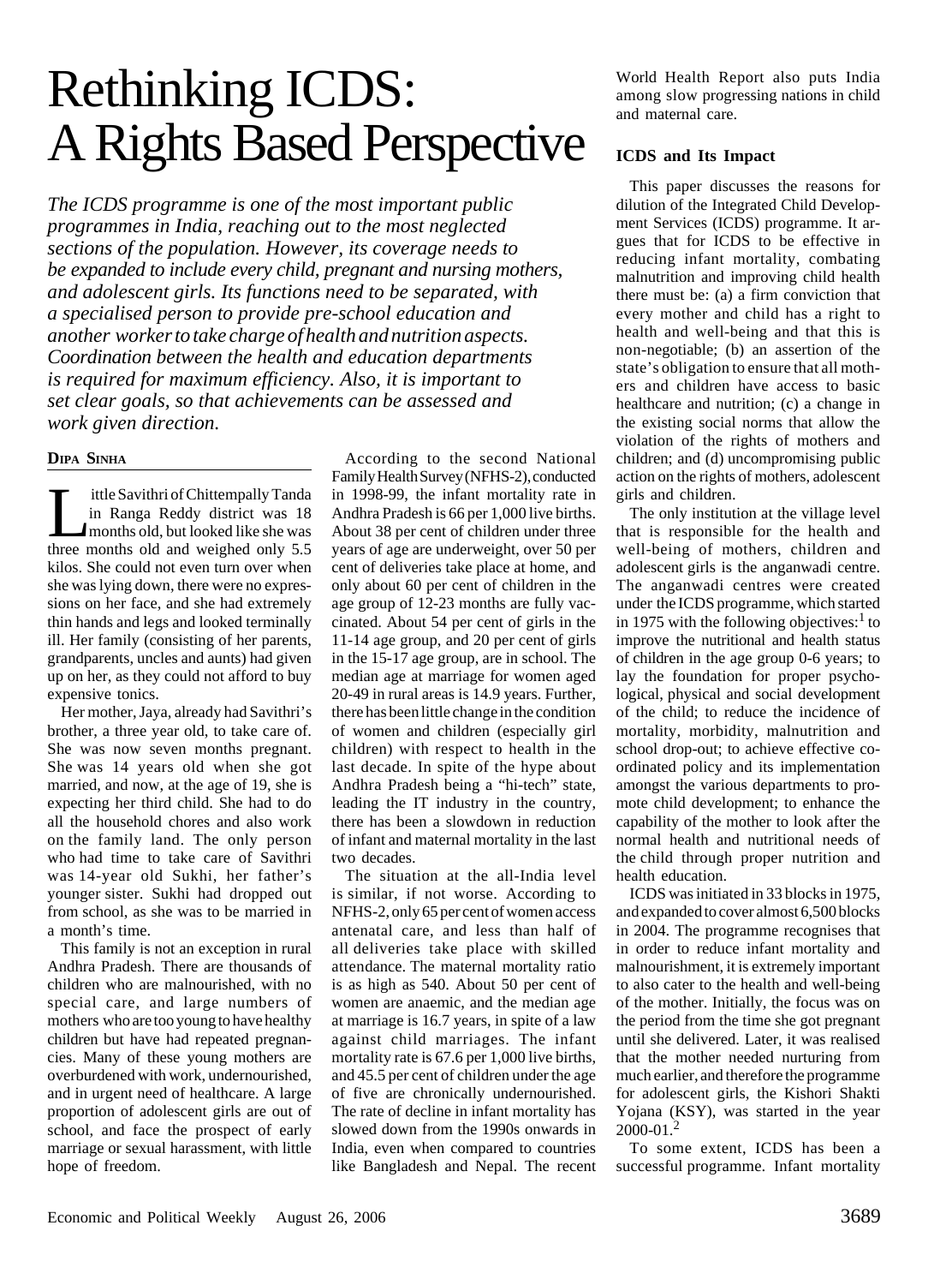# Rethinking ICDS: A Rights Based Perspective

*The ICDS programme is one of the most important public programmes in India, reaching out to the most neglected sections of the population. However, its coverage needs to be expanded to include every child, pregnant and nursing mothers, and adolescent girls. Its functions need to be separated, with a specialised person to provide pre-school education and another worker to take charge of health and nutrition aspects. Coordination between the health and education departments is required for maximum efficiency. Also, it is important to set clear goals, so that achievements can be assessed and work given direction.*

**DIPA SINHA**

Little Savithri of Chittempally Tanda in Ranga Reddy district was 18 months old, but looked like she was three months old and weighed only 5.5 kilos. She could not even turn over when she was lying down, there were no expressions on her face, and she had extremely thin hands and legs and looked terminally ill. Her family (consisting of her parents, grandparents, uncles and aunts) had given up on her, as they could not afford to buy expensive tonics.

Her mother, Jaya, already had Savithri's brother, a three year old, to take care of. She was now seven months pregnant. She was 14 years old when she got married, and now, at the age of 19, she is expecting her third child. She had to do all the household chores and also work on the family land. The only person who had time to take care of Savithri was 14-year old Sukhi, her father's younger sister. Sukhi had dropped out from school, as she was to be married in a month's time.

This family is not an exception in rural Andhra Pradesh. There are thousands of children who are malnourished, with no special care, and large numbers of mothers who are too young to have healthy children but have had repeated pregnancies. Many of these young mothers are overburdened with work, undernourished, and in urgent need of healthcare. A large proportion of adolescent girls are out of school, and face the prospect of early marriage or sexual harassment, with little hope of freedom.

According to the second National Family Health Survey (NFHS-2), conducted in 1998-99, the infant mortality rate in Andhra Pradesh is 66 per 1,000 live births. About 38 per cent of children under three years of age are underweight, over 50 per cent of deliveries take place at home, and only about 60 per cent of children in the age group of 12-23 months are fully vaccinated. About 54 per cent of girls in the 11-14 age group, and 20 per cent of girls in the 15-17 age group, are in school. The median age at marriage for women aged 20-49 in rural areas is 14.9 years. Further, there has been little change in the condition of women and children (especially girl children) with respect to health in the last decade. In spite of the hype about Andhra Pradesh being a "hi-tech" state, leading the IT industry in the country, there has been a slowdown in reduction of infant and maternal mortality in the last two decades.

The situation at the all-India level is similar, if not worse. According to NFHS-2, only 65 per cent of women access antenatal care, and less than half of all deliveries take place with skilled attendance. The maternal mortality ratio is as high as 540. About 50 per cent of women are anaemic, and the median age at marriage is 16.7 years, in spite of a law against child marriages. The infant mortality rate is 67.6 per 1,000 live births, and 45.5 per cent of children under the age of five are chronically undernourished. The rate of decline in infant mortality has slowed down from the 1990s onwards in India, even when compared to countries like Bangladesh and Nepal. The recent World Health Report also puts India among slow progressing nations in child and maternal care.

### ICDS and Its Impact

This paper discusses the reasons for dilution of the Integrated Child Development Services (ICDS) programme. It argues that for ICDS to be effective in reducing infant mortality, combating malnutrition and improving child health there must be: (a) a firm conviction that every mother and child has a right to health and well-being and that this is non-negotiable; (b) an assertion of the state's obligation to ensure that all mothers and children have access to basic healthcare and nutrition; (c) a change in the existing social norms that allow the violation of the rights of mothers and children; and (d) uncompromising public action on the rights of mothers, adolescent girls and children.

The only institution at the village level that is responsible for the health and well-being of mothers, children and adolescent girls is the anganwadi centre. The anganwadi centres were created under the ICDS programme, which started in 1975 with the following objectives:[1] to improve the nutritional and health status of children in the age group 0-6 years; to lay the foundation for proper psychological, physical and social development of the child; to reduce the incidence of mortality, morbidity, malnutrition and school drop-out; to achieve effective coordinated policy and its implementation amongst the various departments to promote child development; to enhance the capability of the mother to look after the normal health and nutritional needs of the child through proper nutrition and health education.

ICDS was initiated in 33 blocks in 1975, and expanded to cover almost 6,500 blocks in 2004. The programme recognises that in order to reduce infant mortality and malnourishment, it is extremely important to also cater to the health and well-being of the mother. Initially, the focus was on the period from the time she got pregnant until she delivered. Later, it was realised that the mother needed nurturing from much earlier, and therefore the programme for adolescent girls, the Kishori Shakti Yojana (KSY), was started in the year 2000-01.[2]

To some extent, ICDS has been a successful programme. Infant mortality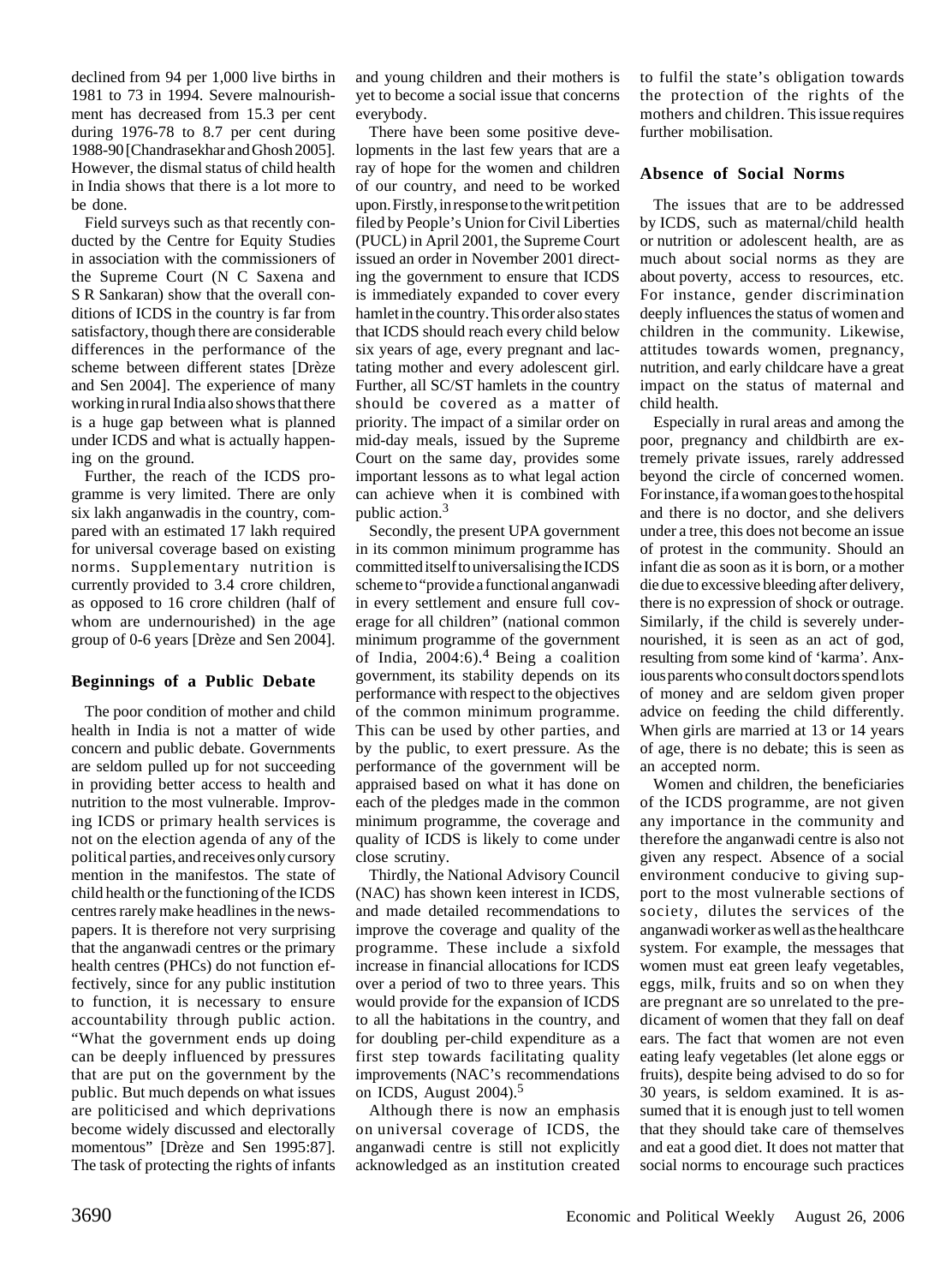declined from 94 per 1,000 live births in 1981 to 73 in 1994. Severe malnourishment has decreased from 15.3 per cent during 1976-78 to 8.7 per cent during 1988-90 [Chandrasekhar and Ghosh 2005]. However, the dismal status of child health in India shows that there is a lot more to be done.

Field surveys such as that recently conducted by the Centre for Equity Studies in association with the commissioners of the Supreme Court (N C Saxena and S R Sankaran) show that the overall conditions of ICDS in the country is far from satisfactory, though there are considerable differences in the performance of the scheme between different states [Drèze and Sen 2004]. The experience of many working in rural India also shows that there is a huge gap between what is planned under ICDS and what is actually happening on the ground.

Further, the reach of the ICDS programme is very limited. There are only six lakh anganwadis in the country, compared with an estimated 17 lakh required for universal coverage based on existing norms. Supplementary nutrition is currently provided to 3.4 crore children, as opposed to 16 crore children (half of whom are undernourished) in the age group of 0-6 years [Drèze and Sen 2004].

## Beginnings of a Public Debate

The poor condition of mother and child health in India is not a matter of wide concern and public debate. Governments are seldom pulled up for not succeeding in providing better access to health and nutrition to the most vulnerable. Improving ICDS or primary health services is not on the election agenda of any of the political parties, and receives only cursory mention in the manifestos. The state of child health or the functioning of the ICDS centres rarely make headlines in the newspapers. It is therefore not very surprising that the anganwadi centres or the primary health centres (PHCs) do not function effectively, since for any public institution to function, it is necessary to ensure accountability through public action. "What the government ends up doing can be deeply influenced by pressures that are put on the government by the public. But much depends on what issues are politicised and which deprivations become widely discussed and electorally momentous" [Drèze and Sen 1995:87]. The task of protecting the rights of infants and young children and their mothers is yet to become a social issue that concerns everybody.

There have been some positive developments in the last few years that are a ray of hope for the women and children of our country, and need to be worked upon. Firstly, in response to the writ petition filed by People's Union for Civil Liberties (PUCL) in April 2001, the Supreme Court issued an order in November 2001 directing the government to ensure that ICDS is immediately expanded to cover every hamlet in the country. This order also states that ICDS should reach every child below six years of age, every pregnant and lactating mother and every adolescent girl. Further, all SC/ST hamlets in the country should be covered as a matter of priority. The impact of a similar order on mid-day meals, issued by the Supreme Court on the same day, provides some important lessons as to what legal action can achieve when it is combined with public action.[3]

Secondly, the present UPA government in its common minimum programme has committed itself to universalising the ICDS scheme to "provide a functional anganwadi in every settlement and ensure full coverage for all children" (national common minimum programme of the government of India, 2004:6).[4] Being a coalition government, its stability depends on its performance with respect to the objectives of the common minimum programme. This can be used by other parties, and by the public, to exert pressure. As the performance of the government will be appraised based on what it has done on each of the pledges made in the common minimum programme, the coverage and quality of ICDS is likely to come under close scrutiny.

Thirdly, the National Advisory Council (NAC) has shown keen interest in ICDS, and made detailed recommendations to improve the coverage and quality of the programme. These include a sixfold increase in financial allocations for ICDS over a period of two to three years. This would provide for the expansion of ICDS to all the habitations in the country, and for doubling per-child expenditure as a first step towards facilitating quality improvements (NAC's recommendations on ICDS, August 2004).[5]

Although there is now an emphasis on universal coverage of ICDS, the anganwadi centre is still not explicitly acknowledged as an institution created to fulfil the state's obligation towards the protection of the rights of the mothers and children. This issue requires further mobilisation.

## Absence of Social Norms

The issues that are to be addressed by ICDS, such as maternal/child health or nutrition or adolescent health, are as much about social norms as they are about poverty, access to resources, etc. For instance, gender discrimination deeply influences the status of women and children in the community. Likewise, attitudes towards women, pregnancy, nutrition, and early childcare have a great impact on the status of maternal and child health.

Especially in rural areas and among the poor, pregnancy and childbirth are extremely private issues, rarely addressed beyond the circle of concerned women. For instance, if a woman goes to the hospital and there is no doctor, and she delivers under a tree, this does not become an issue of protest in the community. Should an infant die as soon as it is born, or a mother die due to excessive bleeding after delivery, there is no expression of shock or outrage. Similarly, if the child is severely undernourished, it is seen as an act of god, resulting from some kind of 'karma'. Anxious parents who consult doctors spend lots of money and are seldom given proper advice on feeding the child differently. When girls are married at 13 or 14 years of age, there is no debate; this is seen as an accepted norm.

Women and children, the beneficiaries of the ICDS programme, are not given any importance in the community and therefore the anganwadi centre is also not given any respect. Absence of a social environment conducive to giving support to the most vulnerable sections of society, dilutes the services of the anganwadi worker as well as the healthcare system. For example, the messages that women must eat green leafy vegetables, eggs, milk, fruits and so on when they are pregnant are so unrelated to the predicament of women that they fall on deaf ears. The fact that women are not even eating leafy vegetables (let alone eggs or fruits), despite being advised to do so for 30 years, is seldom examined. It is assumed that it is enough just to tell women that they should take care of themselves and eat a good diet. It does not matter that social norms to encourage such practices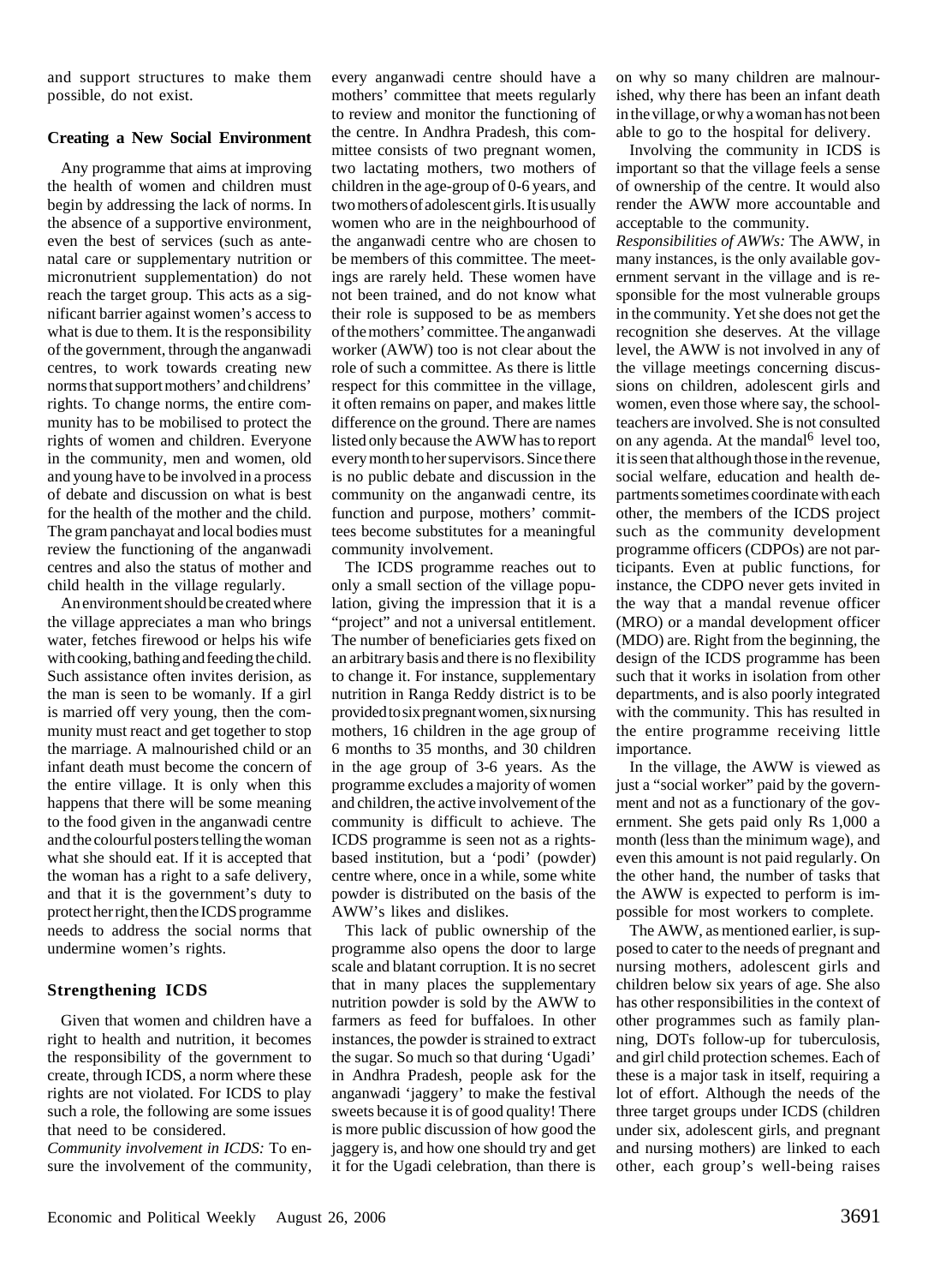and support structures to make them possible, do not exist.

### Creating a New Social Environment

Any programme that aims at improving the health of women and children must begin by addressing the lack of norms. In the absence of a supportive environment, even the best of services (such as antenatal care or supplementary nutrition or micronutrient supplementation) do not reach the target group. This acts as a significant barrier against women's access to what is due to them. It is the responsibility of the government, through the anganwadi centres, to work towards creating new norms that support mothers' and childrens' rights. To change norms, the entire community has to be mobilised to protect the rights of women and children. Everyone in the community, men and women, old and young have to be involved in a process of debate and discussion on what is best for the health of the mother and the child. The gram panchayat and local bodies must review the functioning of the anganwadi centres and also the status of mother and child health in the village regularly.

An environment should be created where the village appreciates a man who brings water, fetches firewood or helps his wife with cooking, bathing and feeding the child. Such assistance often invites derision, as the man is seen to be womanly. If a girl is married off very young, then the community must react and get together to stop the marriage. A malnourished child or an infant death must become the concern of the entire village. It is only when this happens that there will be some meaning to the food given in the anganwadi centre and the colourful posters telling the woman what she should eat. If it is accepted that the woman has a right to a safe delivery, and that it is the government's duty to protect her right, then the ICDS programme needs to address the social norms that undermine women's rights.

### Strengthening ICDS

Given that women and children have a right to health and nutrition, it becomes the responsibility of the government to create, through ICDS, a norm where these rights are not violated. For ICDS to play such a role, the following are some issues that need to be considered.

*Community involvement in ICDS:* To ensure the involvement of the community, every anganwadi centre should have a mothers' committee that meets regularly to review and monitor the functioning of the centre. In Andhra Pradesh, this committee consists of two pregnant women, two lactating mothers, two mothers of children in the age-group of 0-6 years, and two mothers of adolescent girls. It is usually women who are in the neighbourhood of the anganwadi centre who are chosen to be members of this committee. The meetings are rarely held. These women have not been trained, and do not know what their role is supposed to be as members of the mothers' committee. The anganwadi worker (AWW) too is not clear about the role of such a committee. As there is little respect for this committee in the village, it often remains on paper, and makes little difference on the ground. There are names listed only because the AWW has to report every month to her supervisors. Since there is no public debate and discussion in the community on the anganwadi centre, its function and purpose, mothers' committees become substitutes for a meaningful community involvement.

The ICDS programme reaches out to only a small section of the village population, giving the impression that it is a "project" and not a universal entitlement. The number of beneficiaries gets fixed on an arbitrary basis and there is no flexibility to change it. For instance, supplementary nutrition in Ranga Reddy district is to be provided to six pregnant women, six nursing mothers, 16 children in the age group of 6 months to 35 months, and 30 children in the age group of 3-6 years. As the programme excludes a majority of women and children, the active involvement of the community is difficult to achieve. The ICDS programme is seen not as a rights-based institution, but a 'podi' (powder) centre where, once in a while, some white powder is distributed on the basis of the AWW's likes and dislikes.

This lack of public ownership of the programme also opens the door to large scale and blatant corruption. It is no secret that in many places the supplementary nutrition powder is sold by the AWW to farmers as feed for buffaloes. In other instances, the powder is strained to extract the sugar. So much so that during 'Ugadi' in Andhra Pradesh, people ask for the anganwadi 'jaggery' to make the festival sweets because it is of good quality! There is more public discussion of how good the jaggery is, and how one should try and get it for the Ugadi celebration, than there is on why so many children are malnourished, why there has been an infant death in the village, or why a woman has not been able to go to the hospital for delivery.

Involving the community in ICDS is important so that the village feels a sense of ownership of the centre. It would also render the AWW more accountable and acceptable to the community.

*Responsibilities of AWWs:* The AWW, in many instances, is the only available government servant in the village and is responsible for the most vulnerable groups in the community. Yet she does not get the recognition she deserves. At the village level, the AWW is not involved in any of the village meetings concerning discussions on children, adolescent girls and women, even those where say, the schoolteachers are involved. She is not consulted on any agenda. At the mandal[6] level too, it is seen that although those in the revenue, social welfare, education and health departments sometimes coordinate with each other, the members of the ICDS project such as the community development programme officers (CDPOs) are not participants. Even at public functions, for instance, the CDPO never gets invited in the way that a mandal revenue officer (MRO) or a mandal development officer (MDO) are. Right from the beginning, the design of the ICDS programme has been such that it works in isolation from other departments, and is also poorly integrated with the community. This has resulted in the entire programme receiving little importance.

In the village, the AWW is viewed as just a "social worker" paid by the government and not as a functionary of the government. She gets paid only Rs 1,000 a month (less than the minimum wage), and even this amount is not paid regularly. On the other hand, the number of tasks that the AWW is expected to perform is impossible for most workers to complete.

The AWW, as mentioned earlier, is supposed to cater to the needs of pregnant and nursing mothers, adolescent girls and children below six years of age. She also has other responsibilities in the context of other programmes such as family planning, DOTs follow-up for tuberculosis, and girl child protection schemes. Each of these is a major task in itself, requiring a lot of effort. Although the needs of the three target groups under ICDS (children under six, adolescent girls, and pregnant and nursing mothers) are linked to each other, each group's well-being raises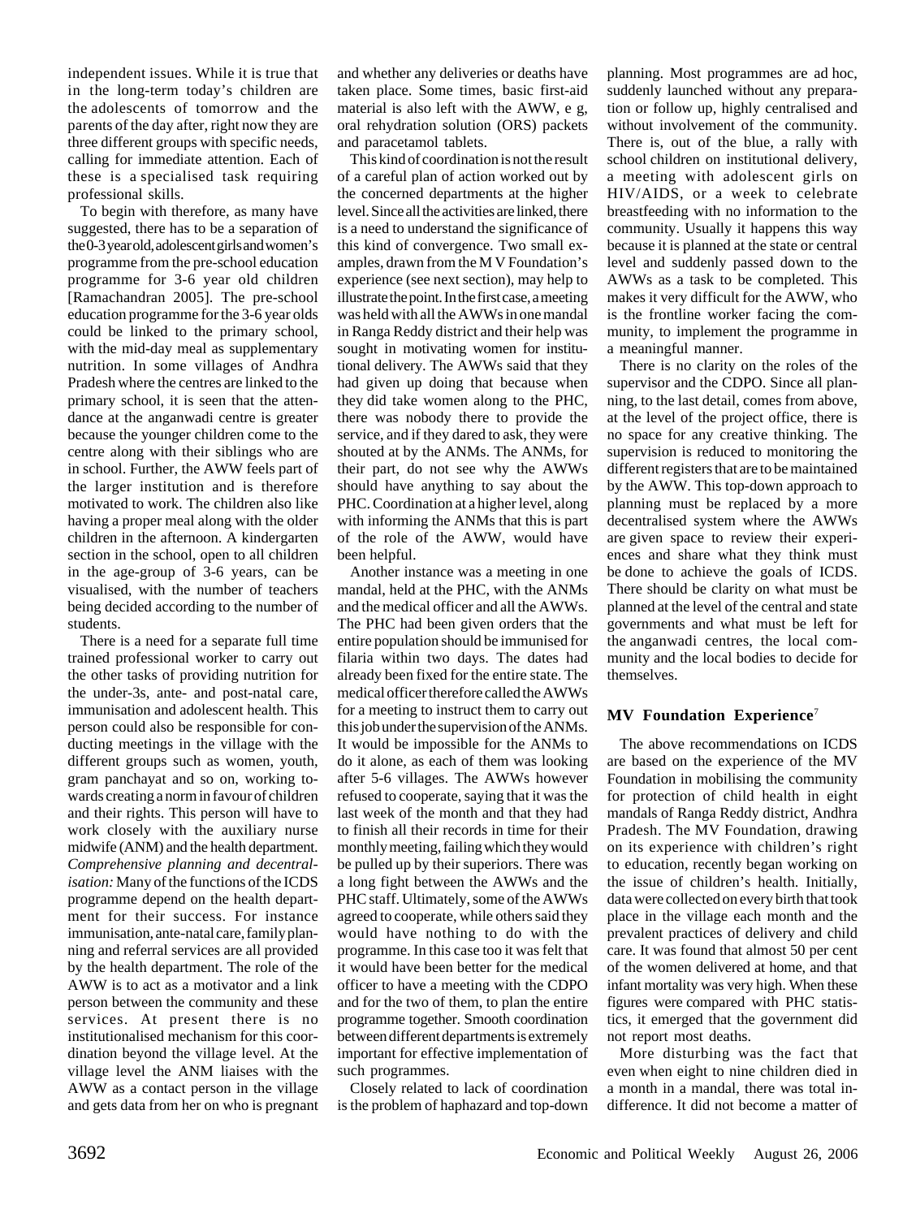independent issues. While it is true that in the long-term today's children are the adolescents of tomorrow and the parents of the day after, right now they are three different groups with specific needs, calling for immediate attention. Each of these is a specialised task requiring professional skills.

To begin with therefore, as many have suggested, there has to be a separation of the 0-3 year old, adolescent girls and women's programme from the pre-school education programme for 3-6 year old children [Ramachandran 2005]. The pre-school education programme for the 3-6 year olds could be linked to the primary school, with the mid-day meal as supplementary nutrition. In some villages of Andhra Pradesh where the centres are linked to the primary school, it is seen that the attendance at the anganwadi centre is greater because the younger children come to the centre along with their siblings who are in school. Further, the AWW feels part of the larger institution and is therefore motivated to work. The children also like having a proper meal along with the older children in the afternoon. A kindergarten section in the school, open to all children in the age-group of 3-6 years, can be visualised, with the number of teachers being decided according to the number of students.

There is a need for a separate full time trained professional worker to carry out the other tasks of providing nutrition for the under-3s, ante- and post-natal care, immunisation and adolescent health. This person could also be responsible for conducting meetings in the village with the different groups such as women, youth, gram panchayat and so on, working towards creating a norm in favour of children and their rights. This person will have to work closely with the auxiliary nurse midwife (ANM) and the health department.

*Comprehensive planning and decentralisation:* Many of the functions of the ICDS programme depend on the health department for their success. For instance immunisation, ante-natal care, family planning and referral services are all provided by the health department. The role of the AWW is to act as a motivator and a link person between the community and these services. At present there is no institutionalised mechanism for this coordination beyond the village level. At the village level the ANM liaises with the AWW as a contact person in the village and gets data from her on who is pregnant and whether any deliveries or deaths have taken place. Some times, basic first-aid material is also left with the AWW, e g, oral rehydration solution (ORS) packets and paracetamol tablets.

This kind of coordination is not the result of a careful plan of action worked out by the concerned departments at the higher level. Since all the activities are linked, there is a need to understand the significance of this kind of convergence. Two small examples, drawn from the M V Foundation's experience (see next section), may help to illustrate the point. In the first case, a meeting was held with all the AWWs in one mandal in Ranga Reddy district and their help was sought in motivating women for institutional delivery. The AWWs said that they had given up doing that because when they did take women along to the PHC, there was nobody there to provide the service, and if they dared to ask, they were shouted at by the ANMs. The ANMs, for their part, do not see why the AWWs should have anything to say about the PHC. Coordination at a higher level, along with informing the ANMs that this is part of the role of the AWW, would have been helpful.

Another instance was a meeting in one mandal, held at the PHC, with the ANMs and the medical officer and all the AWWs. The PHC had been given orders that the entire population should be immunised for filaria within two days. The dates had already been fixed for the entire state. The medical officer therefore called the AWWs for a meeting to instruct them to carry out this job under the supervision of the ANMs. It would be impossible for the ANMs to do it alone, as each of them was looking after 5-6 villages. The AWWs however refused to cooperate, saying that it was the last week of the month and that they had to finish all their records in time for their monthly meeting, failing which they would be pulled up by their superiors. There was a long fight between the AWWs and the PHC staff. Ultimately, some of the AWWs agreed to cooperate, while others said they would have nothing to do with the programme. In this case too it was felt that it would have been better for the medical officer to have a meeting with the CDPO and for the two of them, to plan the entire programme together. Smooth coordination between different departments is extremely important for effective implementation of such programmes.

Closely related to lack of coordination is the problem of haphazard and top-down planning. Most programmes are ad hoc, suddenly launched without any preparation or follow up, highly centralised and without involvement of the community. There is, out of the blue, a rally with school children on institutional delivery, a meeting with adolescent girls on HIV/AIDS, or a week to celebrate breastfeeding with no information to the community. Usually it happens this way because it is planned at the state or central level and suddenly passed down to the AWWs as a task to be completed. This makes it very difficult for the AWW, who is the frontline worker facing the community, to implement the programme in a meaningful manner.

There is no clarity on the roles of the supervisor and the CDPO. Since all planning, to the last detail, comes from above, at the level of the project office, there is no space for any creative thinking. The supervision is reduced to monitoring the different registers that are to be maintained by the AWW. This top-down approach to planning must be replaced by a more decentralised system where the AWWs are given space to review their experiences and share what they think must be done to achieve the goals of ICDS. There should be clarity on what must be planned at the level of the central and state governments and what must be left for the anganwadi centres, the local community and the local bodies to decide for themselves.

## MV Foundation Experience[7]

The above recommendations on ICDS are based on the experience of the MV Foundation in mobilising the community for protection of child health in eight mandals of Ranga Reddy district, Andhra Pradesh. The MV Foundation, drawing on its experience with children's right to education, recently began working on the issue of children's health. Initially, data were collected on every birth that took place in the village each month and the prevalent practices of delivery and child care. It was found that almost 50 per cent of the women delivered at home, and that infant mortality was very high. When these figures were compared with PHC statistics, it emerged that the government did not report most deaths.

More disturbing was the fact that even when eight to nine children died in a month in a mandal, there was total indifference. It did not become a matter of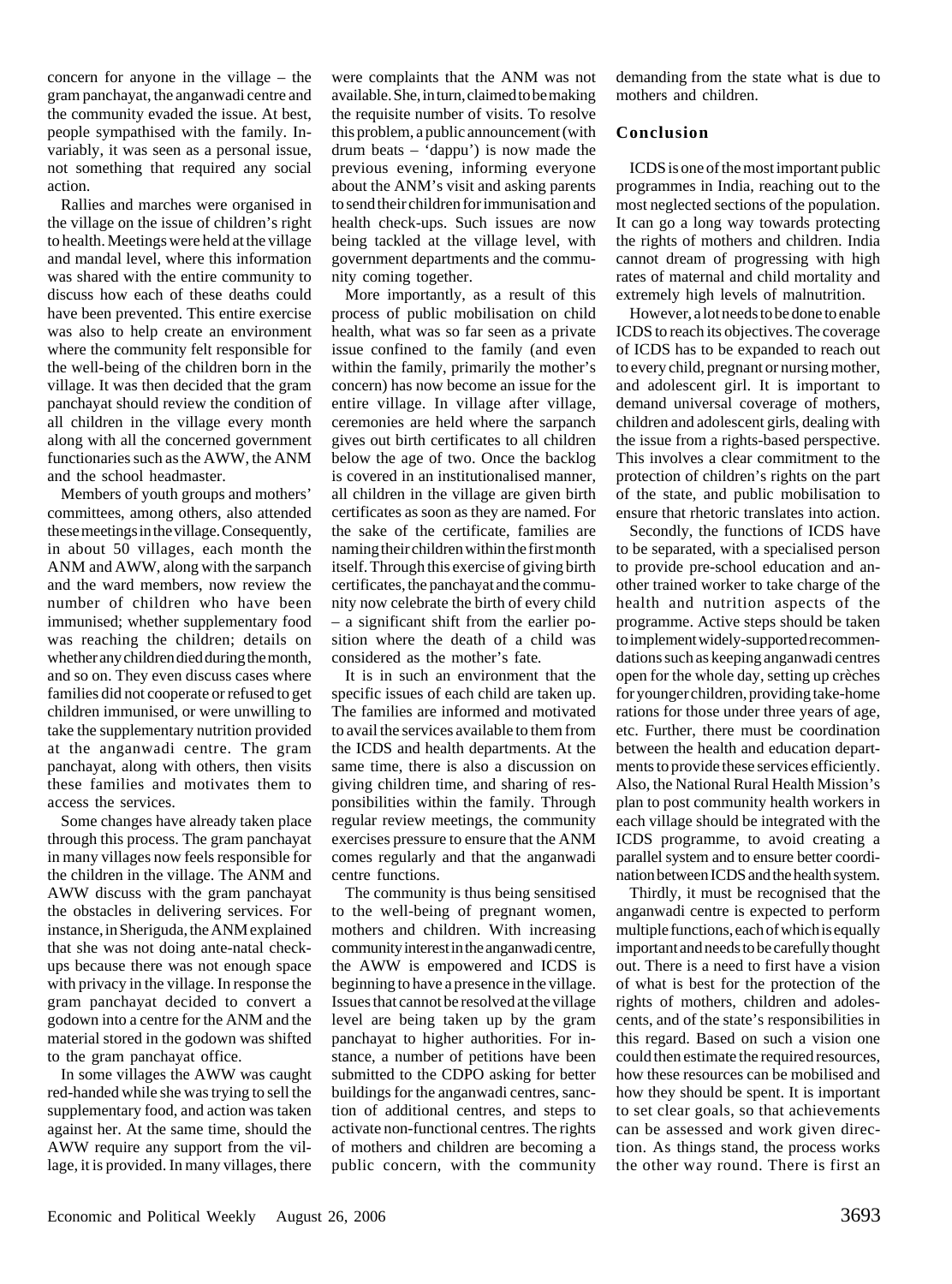concern for anyone in the village – the gram panchayat, the anganwadi centre and the community evaded the issue. At best, people sympathised with the family. Invariably, it was seen as a personal issue, not something that required any social action.

Rallies and marches were organised in the village on the issue of children's right to health. Meetings were held at the village and mandal level, where this information was shared with the entire community to discuss how each of these deaths could have been prevented. This entire exercise was also to help create an environment where the community felt responsible for the well-being of the children born in the village. It was then decided that the gram panchayat should review the condition of all children in the village every month along with all the concerned government functionaries such as the AWW, the ANM and the school headmaster.

Members of youth groups and mothers' committees, among others, also attended these meetings in the village. Consequently, in about 50 villages, each month the ANM and AWW, along with the sarpanch and the ward members, now review the number of children who have been immunised; whether supplementary food was reaching the children; details on whether any children died during the month, and so on. They even discuss cases where families did not cooperate or refused to get children immunised, or were unwilling to take the supplementary nutrition provided at the anganwadi centre. The gram panchayat, along with others, then visits these families and motivates them to access the services.

Some changes have already taken place through this process. The gram panchayat in many villages now feels responsible for the children in the village. The ANM and AWW discuss with the gram panchayat the obstacles in delivering services. For instance, in Sheriguda, the ANM explained that she was not doing ante-natal check-ups because there was not enough space with privacy in the village. In response the gram panchayat decided to convert a godown into a centre for the ANM and the material stored in the godown was shifted to the gram panchayat office.

In some villages the AWW was caught red-handed while she was trying to sell the supplementary food, and action was taken against her. At the same time, should the AWW require any support from the village, it is provided. In many villages, there were complaints that the ANM was not available. She, in turn, claimed to be making the requisite number of visits. To resolve this problem, a public announcement (with drum beats – 'dappu') is now made the previous evening, informing everyone about the ANM's visit and asking parents to send their children for immunisation and health check-ups. Such issues are now being tackled at the village level, with government departments and the community coming together.

More importantly, as a result of this process of public mobilisation on child health, what was so far seen as a private issue confined to the family (and even within the family, primarily the mother's concern) has now become an issue for the entire village. In village after village, ceremonies are held where the sarpanch gives out birth certificates to all children below the age of two. Once the backlog is covered in an institutionalised manner, all children in the village are given birth certificates as soon as they are named. For the sake of the certificate, families are naming their children within the first month itself. Through this exercise of giving birth certificates, the panchayat and the community now celebrate the birth of every child – a significant shift from the earlier position where the death of a child was considered as the mother's fate.

It is in such an environment that the specific issues of each child are taken up. The families are informed and motivated to avail the services available to them from the ICDS and health departments. At the same time, there is also a discussion on giving children time, and sharing of responsibilities within the family. Through regular review meetings, the community exercises pressure to ensure that the ANM comes regularly and that the anganwadi centre functions.

The community is thus being sensitised to the well-being of pregnant women, mothers and children. With increasing community interest in the anganwadi centre, the AWW is empowered and ICDS is beginning to have a presence in the village. Issues that cannot be resolved at the village level are being taken up by the gram panchayat to higher authorities. For instance, a number of petitions have been submitted to the CDPO asking for better buildings for the anganwadi centres, sanction of additional centres, and steps to activate non-functional centres. The rights of mothers and children are becoming a public concern, with the community demanding from the state what is due to mothers and children.

## Conclusion

ICDS is one of the most important public programmes in India, reaching out to the most neglected sections of the population. It can go a long way towards protecting the rights of mothers and children. India cannot dream of progressing with high rates of maternal and child mortality and extremely high levels of malnutrition.

However, a lot needs to be done to enable ICDS to reach its objectives. The coverage of ICDS has to be expanded to reach out to every child, pregnant or nursing mother, and adolescent girl. It is important to demand universal coverage of mothers, children and adolescent girls, dealing with the issue from a rights-based perspective. This involves a clear commitment to the protection of children's rights on the part of the state, and public mobilisation to ensure that rhetoric translates into action.

Secondly, the functions of ICDS have to be separated, with a specialised person to provide pre-school education and another trained worker to take charge of the health and nutrition aspects of the programme. Active steps should be taken to implement widely-supported recommendations such as keeping anganwadi centres open for the whole day, setting up crèches for younger children, providing take-home rations for those under three years of age, etc. Further, there must be coordination between the health and education departments to provide these services efficiently. Also, the National Rural Health Mission's plan to post community health workers in each village should be integrated with the ICDS programme, to avoid creating a parallel system and to ensure better coordination between ICDS and the health system.

Thirdly, it must be recognised that the anganwadi centre is expected to perform multiple functions, each of which is equally important and needs to be carefully thought out. There is a need to first have a vision of what is best for the protection of the rights of mothers, children and adolescents, and of the state's responsibilities in this regard. Based on such a vision one could then estimate the required resources, how these resources can be mobilised and how they should be spent. It is important to set clear goals, so that achievements can be assessed and work given direction. As things stand, the process works the other way round. There is first an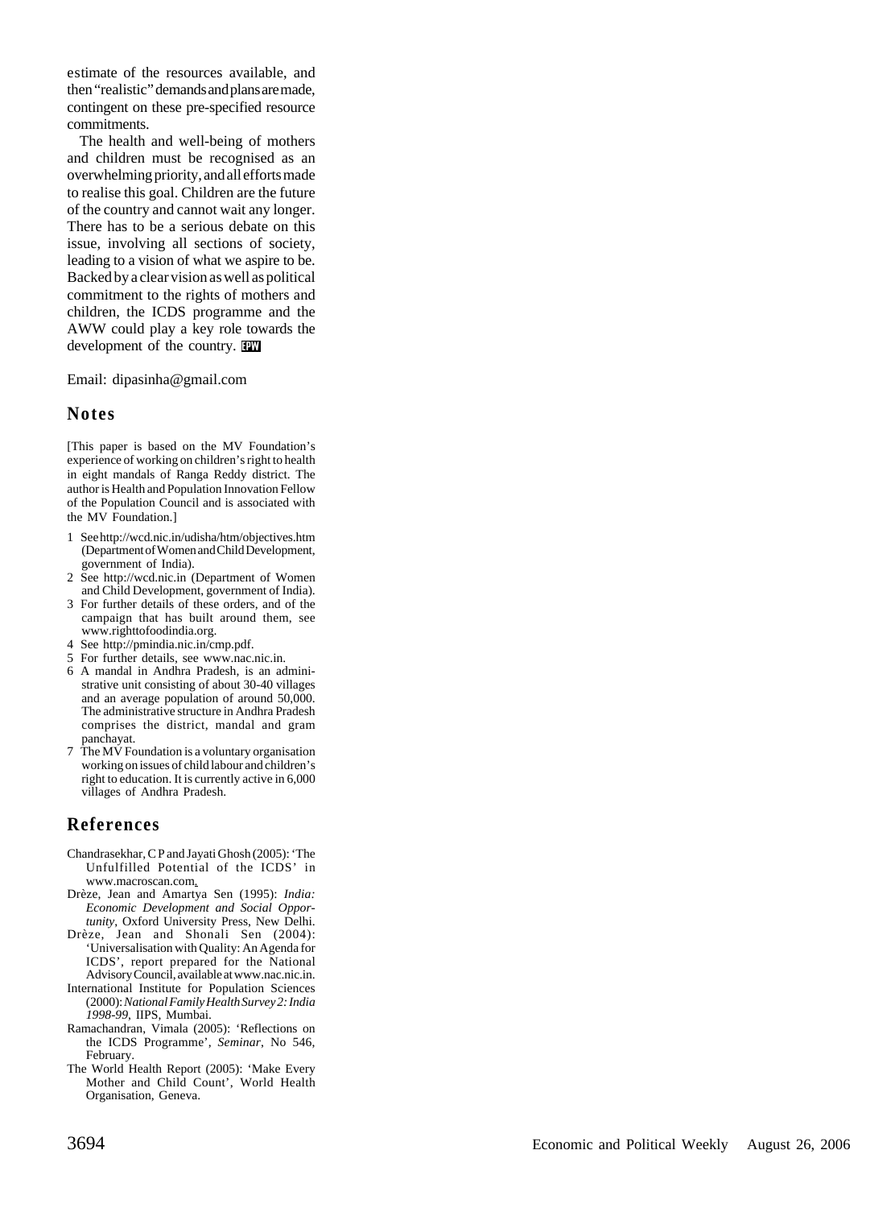estimate of the resources available, and then "realistic" demands and plans are made, contingent on these pre-specified resource commitments.

The health and well-being of mothers and children must be recognised as an overwhelming priority, and all efforts made to realise this goal. Children are the future of the country and cannot wait any longer. There has to be a serious debate on this issue, involving all sections of society, leading to a vision of what we aspire to be. Backed by a clear vision as well as political commitment to the rights of mothers and children, the ICDS programme and the AWW could play a key role towards the development of the country. EPW

Email: dipasinha@gmail.com

## Notes

[This paper is based on the MV Foundation's experience of working on children's right to health in eight mandals of Ranga Reddy district. The author is Health and Population Innovation Fellow of the Population Council and is associated with the MV Foundation.]

1 See http://wcd.nic.in/udisha/htm/objectives.htm (Department of Women and Child Development, government of India).
2 See http://wcd.nic.in (Department of Women and Child Development, government of India).
3 For further details of these orders, and of the campaign that has built around them, see www.righttofoodindia.org.
4 See http://pmindia.nic.in/cmp.pdf.
5 For further details, see www.nac.nic.in.
6 A mandal in Andhra Pradesh, is an administrative unit consisting of about 30-40 villages and an average population of around 50,000. The administrative structure in Andhra Pradesh comprises the district, mandal and gram panchayat.
7 The MV Foundation is a voluntary organisation working on issues of child labour and children's right to education. It is currently active in 6,000 villages of Andhra Pradesh.

## References

Chandrasekhar, C P and Jayati Ghosh (2005): 'The Unfulfilled Potential of the ICDS' in www.macroscan.com.

Drèze, Jean and Amartya Sen (1995): *India: Economic Development and Social Opportunity*, Oxford University Press, New Delhi.

Drèze, Jean and Shonali Sen (2004): 'Universalisation with Quality: An Agenda for ICDS', report prepared for the National Advisory Council, available at www.nac.nic.in.

International Institute for Population Sciences (2000): *National Family Health Survey 2: India 1998-99*, IIPS, Mumbai.

Ramachandran, Vimala (2005): 'Reflections on the ICDS Programme', *Seminar*, No 546, February.

The World Health Report (2005): 'Make Every Mother and Child Count', World Health Organisation, Geneva.